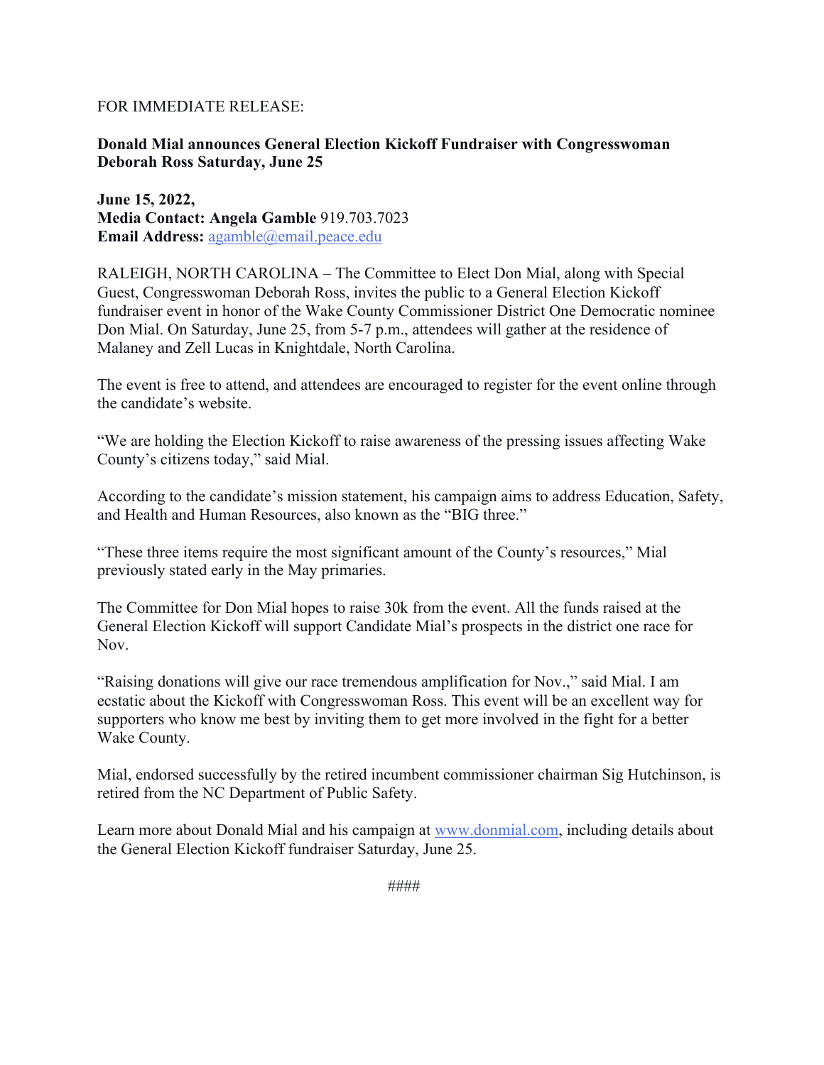FOR IMMEDIATE RELEASE:

**Donald Mial announces General Election Kickoff Fundraiser with Congresswoman Deborah Ross Saturday, June 25**

**June 15, 2022,**
**Media Contact: Angela Gamble** 919.703.7023
**Email Address:** agamble@email.peace.edu

RALEIGH, NORTH CAROLINA – The Committee to Elect Don Mial, along with Special Guest, Congresswoman Deborah Ross, invites the public to a General Election Kickoff fundraiser event in honor of the Wake County Commissioner District One Democratic nominee Don Mial. On Saturday, June 25, from 5-7 p.m., attendees will gather at the residence of Malaney and Zell Lucas in Knightdale, North Carolina.

The event is free to attend, and attendees are encouraged to register for the event online through the candidate's website.

"We are holding the Election Kickoff to raise awareness of the pressing issues affecting Wake County's citizens today," said Mial.

According to the candidate's mission statement, his campaign aims to address Education, Safety, and Health and Human Resources, also known as the "BIG three."

"These three items require the most significant amount of the County's resources," Mial previously stated early in the May primaries.

The Committee for Don Mial hopes to raise 30k from the event. All the funds raised at the General Election Kickoff will support Candidate Mial's prospects in the district one race for Nov.

"Raising donations will give our race tremendous amplification for Nov.," said Mial. I am ecstatic about the Kickoff with Congresswoman Ross. This event will be an excellent way for supporters who know me best by inviting them to get more involved in the fight for a better Wake County.

Mial, endorsed successfully by the retired incumbent commissioner chairman Sig Hutchinson, is retired from the NC Department of Public Safety.

Learn more about Donald Mial and his campaign at www.donmial.com, including details about the General Election Kickoff fundraiser Saturday, June 25.

####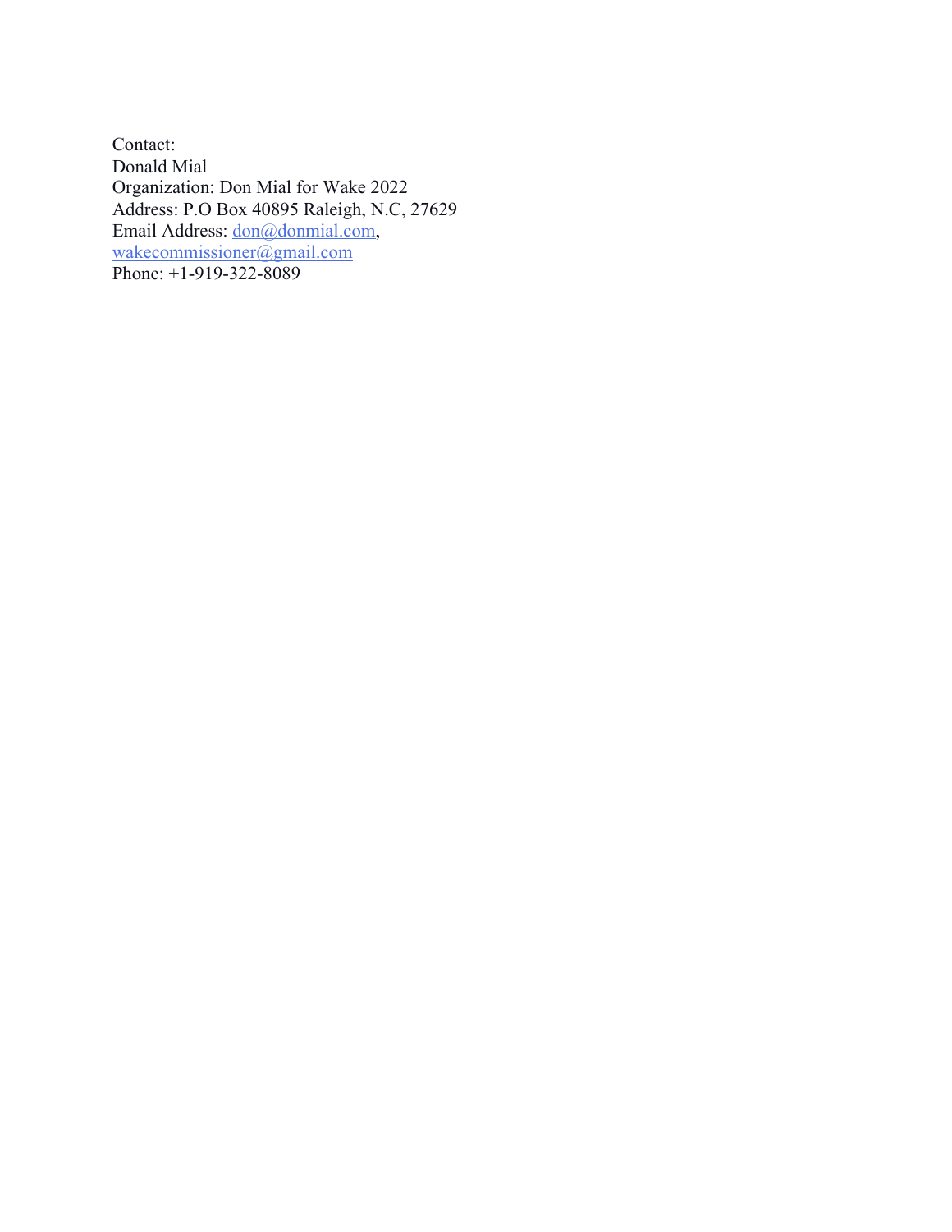Contact:
Donald Mial
Organization: Don Mial for Wake 2022
Address: P.O Box 40895 Raleigh, N.C, 27629
Email Address: don@donmial.com,
wakecommissioner@gmail.com
Phone: +1-919-322-8089